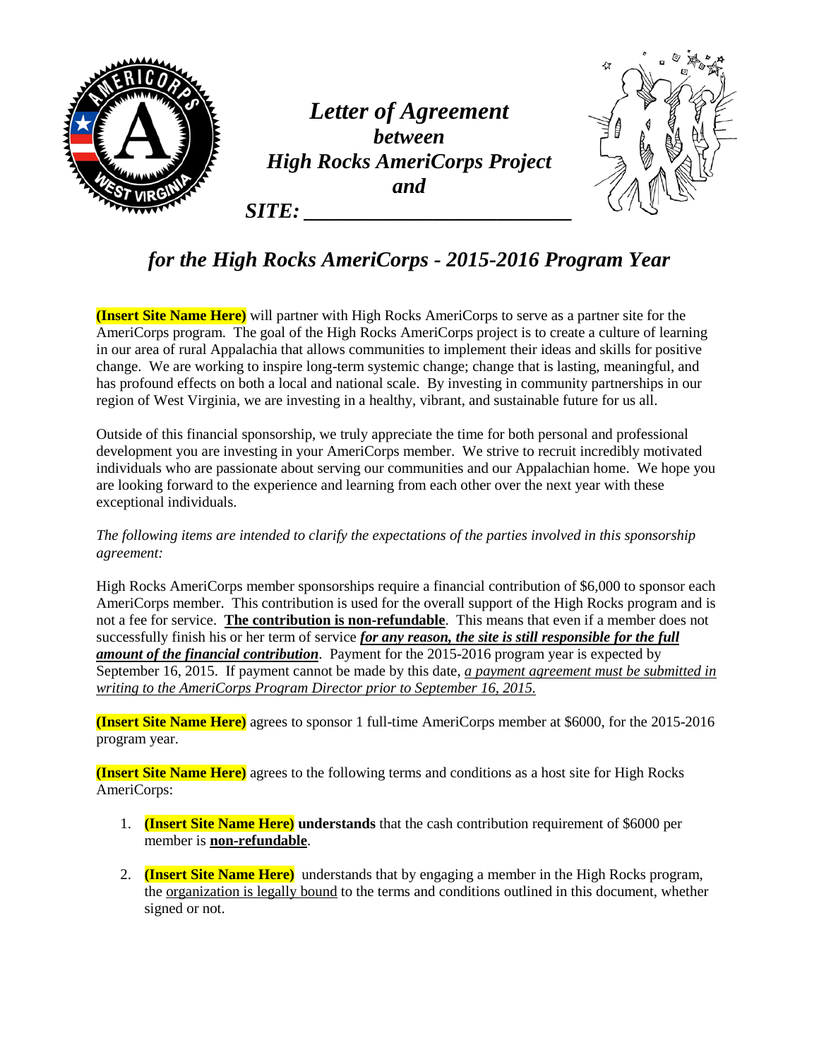# *Letter of Agreement between High Rocks AmeriCorps Project and SITE: \_\_\_\_\_\_\_\_\_\_\_\_\_\_\_\_\_\_\_\_\_\_\_\_\_\_*

## *for the High Rocks AmeriCorps - 2015-2016 Program Year*

**(Insert Site Name Here)** will partner with High Rocks AmeriCorps to serve as a partner site for the AmeriCorps program. The goal of the High Rocks AmeriCorps project is to create a culture of learning in our area of rural Appalachia that allows communities to implement their ideas and skills for positive change. We are working to inspire long-term systemic change; change that is lasting, meaningful, and has profound effects on both a local and national scale. By investing in community partnerships in our region of West Virginia, we are investing in a healthy, vibrant, and sustainable future for us all.

Outside of this financial sponsorship, we truly appreciate the time for both personal and professional development you are investing in your AmeriCorps member. We strive to recruit incredibly motivated individuals who are passionate about serving our communities and our Appalachian home. We hope you are looking forward to the experience and learning from each other over the next year with these exceptional individuals.

*The following items are intended to clarify the expectations of the parties involved in this sponsorship agreement:*

High Rocks AmeriCorps member sponsorships require a financial contribution of $6,000 to sponsor each AmeriCorps member. This contribution is used for the overall support of the High Rocks program and is not a fee for service. **The contribution is non-refundable**. This means that even if a member does not successfully finish his or her term of service ***for any reason, the site is still responsible for the full amount of the financial contribution***. Payment for the 2015-2016 program year is expected by September 16, 2015. If payment cannot be made by this date, *a payment agreement must be submitted in writing to the AmeriCorps Program Director prior to September 16, 2015.*

**(Insert Site Name Here)** agrees to sponsor 1 full-time AmeriCorps member at $6000, for the 2015-2016 program year.

**(Insert Site Name Here)** agrees to the following terms and conditions as a host site for High Rocks AmeriCorps:

1. **(Insert Site Name Here) understands** that the cash contribution requirement of $6000 per member is **non-refundable**.

2. **(Insert Site Name Here)** understands that by engaging a member in the High Rocks program, the organization is legally bound to the terms and conditions outlined in this document, whether signed or not.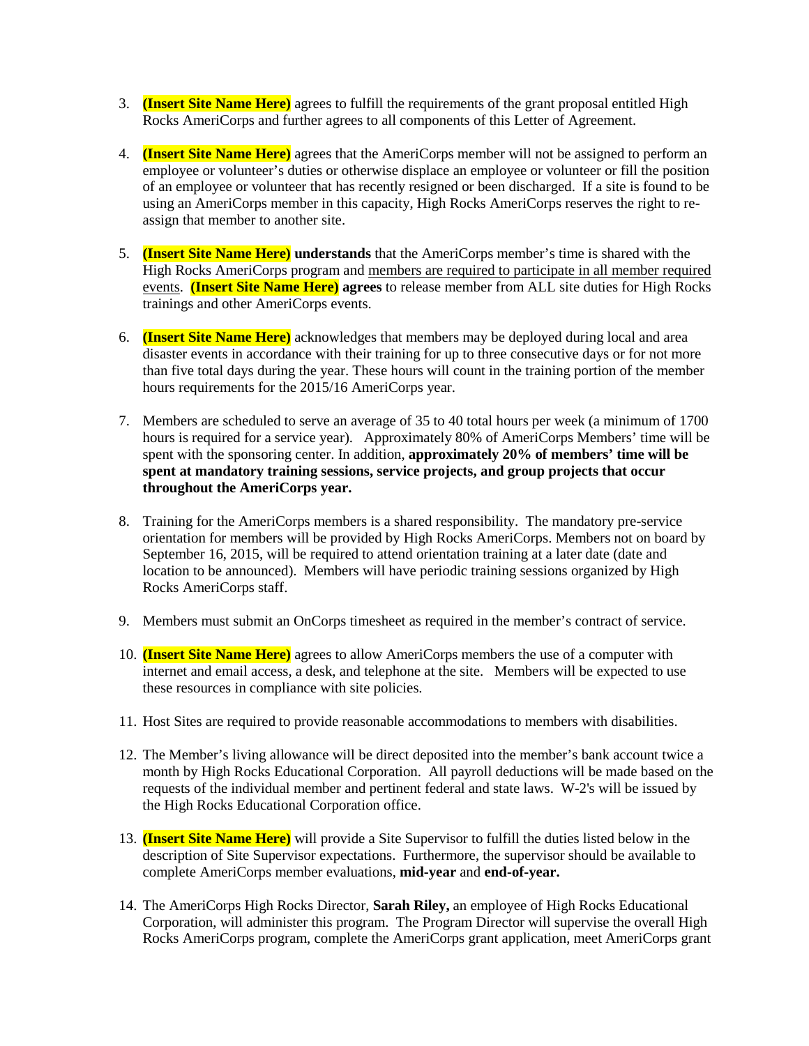3. **(Insert Site Name Here)** agrees to fulfill the requirements of the grant proposal entitled High Rocks AmeriCorps and further agrees to all components of this Letter of Agreement.

4. **(Insert Site Name Here)** agrees that the AmeriCorps member will not be assigned to perform an employee or volunteer's duties or otherwise displace an employee or volunteer or fill the position of an employee or volunteer that has recently resigned or been discharged. If a site is found to be using an AmeriCorps member in this capacity, High Rocks AmeriCorps reserves the right to re-assign that member to another site.

5. **(Insert Site Name Here) understands** that the AmeriCorps member's time is shared with the High Rocks AmeriCorps program and members are required to participate in all member required events. **(Insert Site Name Here) agrees** to release member from ALL site duties for High Rocks trainings and other AmeriCorps events.

6. **(Insert Site Name Here)** acknowledges that members may be deployed during local and area disaster events in accordance with their training for up to three consecutive days or for not more than five total days during the year. These hours will count in the training portion of the member hours requirements for the 2015/16 AmeriCorps year.

7. Members are scheduled to serve an average of 35 to 40 total hours per week (a minimum of 1700 hours is required for a service year). Approximately 80% of AmeriCorps Members' time will be spent with the sponsoring center. In addition, **approximately 20% of members' time will be spent at mandatory training sessions, service projects, and group projects that occur throughout the AmeriCorps year.**

8. Training for the AmeriCorps members is a shared responsibility. The mandatory pre-service orientation for members will be provided by High Rocks AmeriCorps. Members not on board by September 16, 2015, will be required to attend orientation training at a later date (date and location to be announced). Members will have periodic training sessions organized by High Rocks AmeriCorps staff.

9. Members must submit an OnCorps timesheet as required in the member's contract of service.

10. **(Insert Site Name Here)** agrees to allow AmeriCorps members the use of a computer with internet and email access, a desk, and telephone at the site. Members will be expected to use these resources in compliance with site policies.

11. Host Sites are required to provide reasonable accommodations to members with disabilities.

12. The Member's living allowance will be direct deposited into the member's bank account twice a month by High Rocks Educational Corporation. All payroll deductions will be made based on the requests of the individual member and pertinent federal and state laws. W-2's will be issued by the High Rocks Educational Corporation office.

13. **(Insert Site Name Here)** will provide a Site Supervisor to fulfill the duties listed below in the description of Site Supervisor expectations. Furthermore, the supervisor should be available to complete AmeriCorps member evaluations, **mid-year** and **end-of-year.**

14. The AmeriCorps High Rocks Director, **Sarah Riley,** an employee of High Rocks Educational Corporation, will administer this program. The Program Director will supervise the overall High Rocks AmeriCorps program, complete the AmeriCorps grant application, meet AmeriCorps grant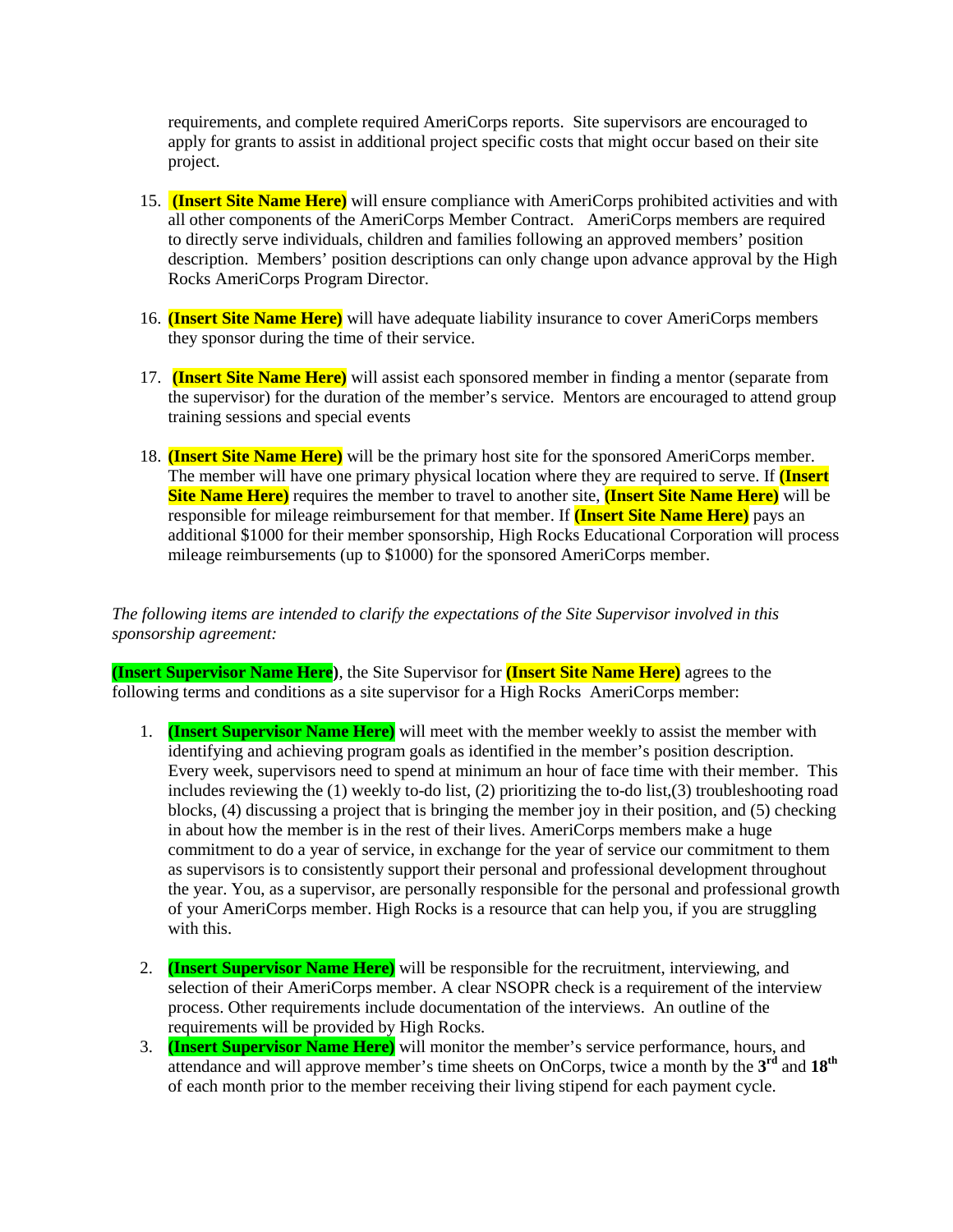requirements, and complete required AmeriCorps reports. Site supervisors are encouraged to apply for grants to assist in additional project specific costs that might occur based on their site project.

15. **(Insert Site Name Here)** will ensure compliance with AmeriCorps prohibited activities and with all other components of the AmeriCorps Member Contract. AmeriCorps members are required to directly serve individuals, children and families following an approved members' position description. Members' position descriptions can only change upon advance approval by the High Rocks AmeriCorps Program Director.

16. **(Insert Site Name Here)** will have adequate liability insurance to cover AmeriCorps members they sponsor during the time of their service.

17. **(Insert Site Name Here)** will assist each sponsored member in finding a mentor (separate from the supervisor) for the duration of the member's service. Mentors are encouraged to attend group training sessions and special events

18. **(Insert Site Name Here)** will be the primary host site for the sponsored AmeriCorps member. The member will have one primary physical location where they are required to serve. If **(Insert Site Name Here)** requires the member to travel to another site, **(Insert Site Name Here)** will be responsible for mileage reimbursement for that member. If **(Insert Site Name Here)** pays an additional $1000 for their member sponsorship, High Rocks Educational Corporation will process mileage reimbursements (up to $1000) for the sponsored AmeriCorps member.

*The following items are intended to clarify the expectations of the Site Supervisor involved in this sponsorship agreement:*

**(Insert Supervisor Name Here)**, the Site Supervisor for **(Insert Site Name Here)** agrees to the following terms and conditions as a site supervisor for a High Rocks AmeriCorps member:

1. **(Insert Supervisor Name Here)** will meet with the member weekly to assist the member with identifying and achieving program goals as identified in the member's position description. Every week, supervisors need to spend at minimum an hour of face time with their member. This includes reviewing the (1) weekly to-do list, (2) prioritizing the to-do list,(3) troubleshooting road blocks, (4) discussing a project that is bringing the member joy in their position, and (5) checking in about how the member is in the rest of their lives. AmeriCorps members make a huge commitment to do a year of service, in exchange for the year of service our commitment to them as supervisors is to consistently support their personal and professional development throughout the year. You, as a supervisor, are personally responsible for the personal and professional growth of your AmeriCorps member. High Rocks is a resource that can help you, if you are struggling with this.

2. **(Insert Supervisor Name Here)** will be responsible for the recruitment, interviewing, and selection of their AmeriCorps member. A clear NSOPR check is a requirement of the interview process. Other requirements include documentation of the interviews. An outline of the requirements will be provided by High Rocks.
3. **(Insert Supervisor Name Here)** will monitor the member's service performance, hours, and attendance and will approve member's time sheets on OnCorps, twice a month by the **3rd** and **18th** of each month prior to the member receiving their living stipend for each payment cycle.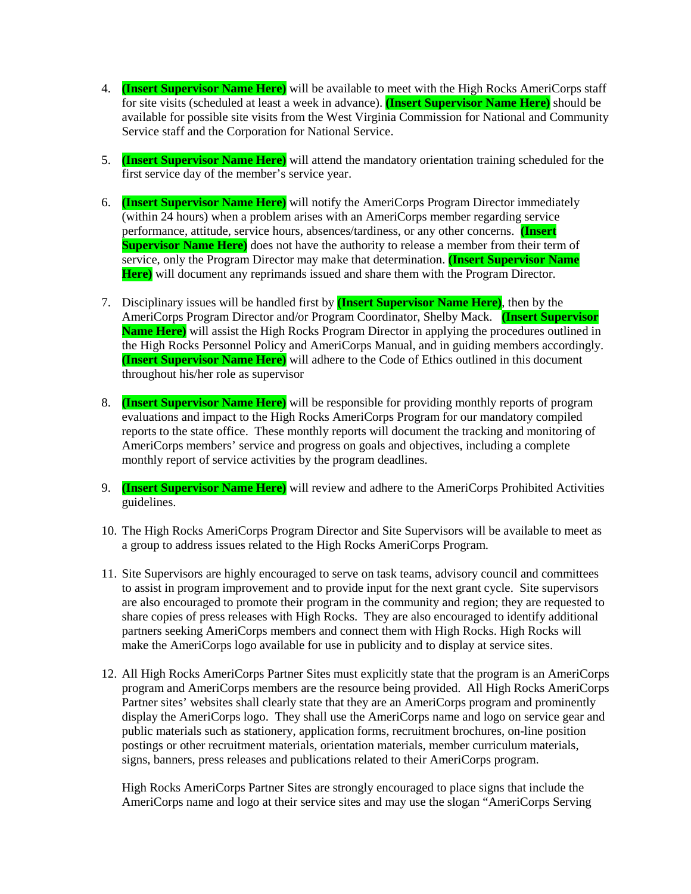4. **(Insert Supervisor Name Here)** will be available to meet with the High Rocks AmeriCorps staff for site visits (scheduled at least a week in advance). **(Insert Supervisor Name Here)** should be available for possible site visits from the West Virginia Commission for National and Community Service staff and the Corporation for National Service.

5. **(Insert Supervisor Name Here)** will attend the mandatory orientation training scheduled for the first service day of the member's service year.

6. **(Insert Supervisor Name Here)** will notify the AmeriCorps Program Director immediately (within 24 hours) when a problem arises with an AmeriCorps member regarding service performance, attitude, service hours, absences/tardiness, or any other concerns. **(Insert Supervisor Name Here)** does not have the authority to release a member from their term of service, only the Program Director may make that determination. **(Insert Supervisor Name Here)** will document any reprimands issued and share them with the Program Director.

7. Disciplinary issues will be handled first by **(Insert Supervisor Name Here)**, then by the AmeriCorps Program Director and/or Program Coordinator, Shelby Mack. **(Insert Supervisor Name Here)** will assist the High Rocks Program Director in applying the procedures outlined in the High Rocks Personnel Policy and AmeriCorps Manual, and in guiding members accordingly. **(Insert Supervisor Name Here)** will adhere to the Code of Ethics outlined in this document throughout his/her role as supervisor

8. **(Insert Supervisor Name Here)** will be responsible for providing monthly reports of program evaluations and impact to the High Rocks AmeriCorps Program for our mandatory compiled reports to the state office. These monthly reports will document the tracking and monitoring of AmeriCorps members' service and progress on goals and objectives, including a complete monthly report of service activities by the program deadlines.

9. **(Insert Supervisor Name Here)** will review and adhere to the AmeriCorps Prohibited Activities guidelines.

10. The High Rocks AmeriCorps Program Director and Site Supervisors will be available to meet as a group to address issues related to the High Rocks AmeriCorps Program.

11. Site Supervisors are highly encouraged to serve on task teams, advisory council and committees to assist in program improvement and to provide input for the next grant cycle. Site supervisors are also encouraged to promote their program in the community and region; they are requested to share copies of press releases with High Rocks. They are also encouraged to identify additional partners seeking AmeriCorps members and connect them with High Rocks. High Rocks will make the AmeriCorps logo available for use in publicity and to display at service sites.

12. All High Rocks AmeriCorps Partner Sites must explicitly state that the program is an AmeriCorps program and AmeriCorps members are the resource being provided. All High Rocks AmeriCorps Partner sites' websites shall clearly state that they are an AmeriCorps program and prominently display the AmeriCorps logo. They shall use the AmeriCorps name and logo on service gear and public materials such as stationery, application forms, recruitment brochures, on-line position postings or other recruitment materials, orientation materials, member curriculum materials, signs, banners, press releases and publications related to their AmeriCorps program.

    High Rocks AmeriCorps Partner Sites are strongly encouraged to place signs that include the AmeriCorps name and logo at their service sites and may use the slogan "AmeriCorps Serving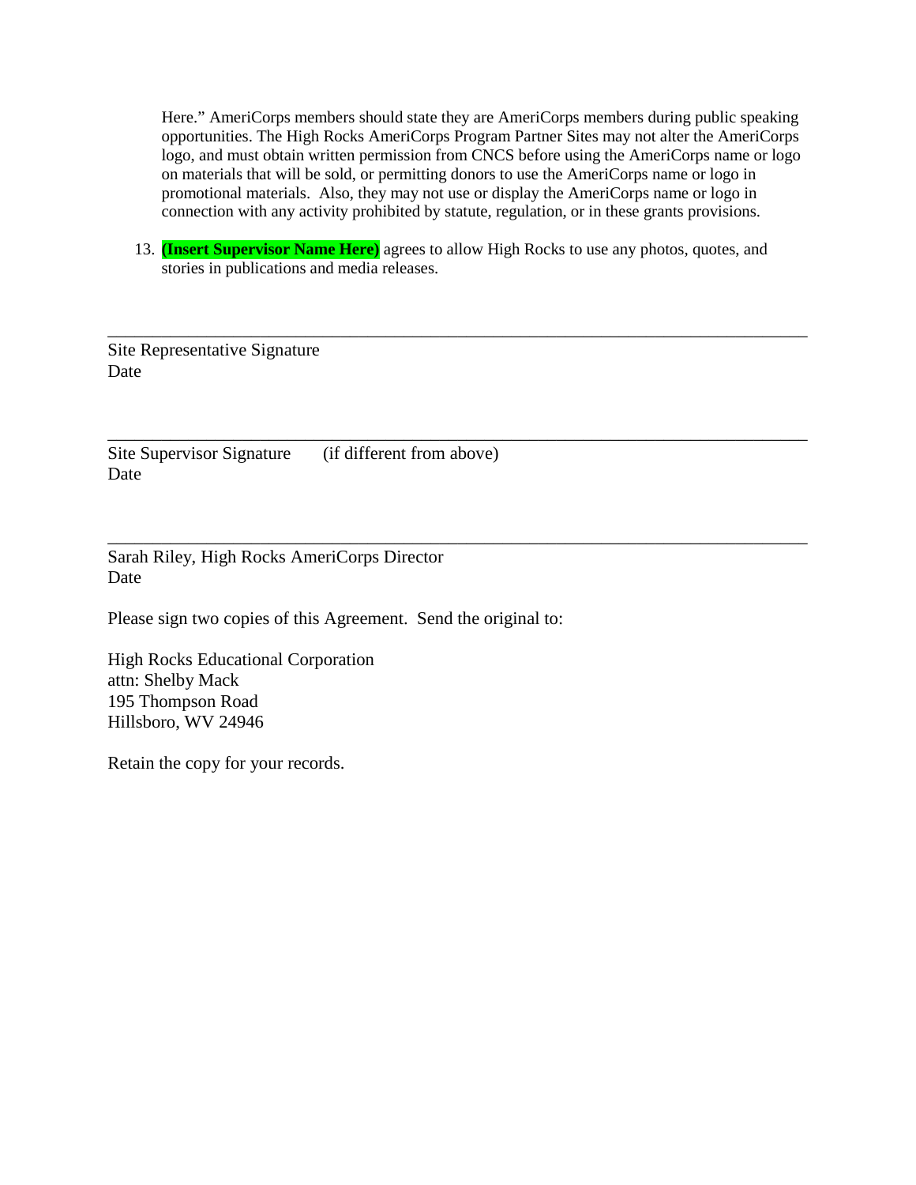Here." AmeriCorps members should state they are AmeriCorps members during public speaking opportunities. The High Rocks AmeriCorps Program Partner Sites may not alter the AmeriCorps logo, and must obtain written permission from CNCS before using the AmeriCorps name or logo on materials that will be sold, or permitting donors to use the AmeriCorps name or logo in promotional materials. Also, they may not use or display the AmeriCorps name or logo in connection with any activity prohibited by statute, regulation, or in these grants provisions.

13. **(Insert Supervisor Name Here)** agrees to allow High Rocks to use any photos, quotes, and stories in publications and media releases.

\_\_\_\_\_\_\_\_\_\_\_\_\_\_\_\_\_\_\_\_\_\_\_\_\_\_\_\_\_\_\_\_\_\_\_\_\_\_\_\_\_\_\_\_\_\_\_\_\_\_\_\_\_\_\_\_\_\_\_\_\_\_\_\_\_\_\_\_\_\_

Site Representative Signature
Date

\_\_\_\_\_\_\_\_\_\_\_\_\_\_\_\_\_\_\_\_\_\_\_\_\_\_\_\_\_\_\_\_\_\_\_\_\_\_\_\_\_\_\_\_\_\_\_\_\_\_\_\_\_\_\_\_\_\_\_\_\_\_\_\_\_\_\_\_\_\_

Site Supervisor Signature (if different from above)
Date

\_\_\_\_\_\_\_\_\_\_\_\_\_\_\_\_\_\_\_\_\_\_\_\_\_\_\_\_\_\_\_\_\_\_\_\_\_\_\_\_\_\_\_\_\_\_\_\_\_\_\_\_\_\_\_\_\_\_\_\_\_\_\_\_\_\_\_\_\_\_

Sarah Riley, High Rocks AmeriCorps Director
Date

Please sign two copies of this Agreement. Send the original to:

High Rocks Educational Corporation
attn: Shelby Mack
195 Thompson Road
Hillsboro, WV 24946

Retain the copy for your records.